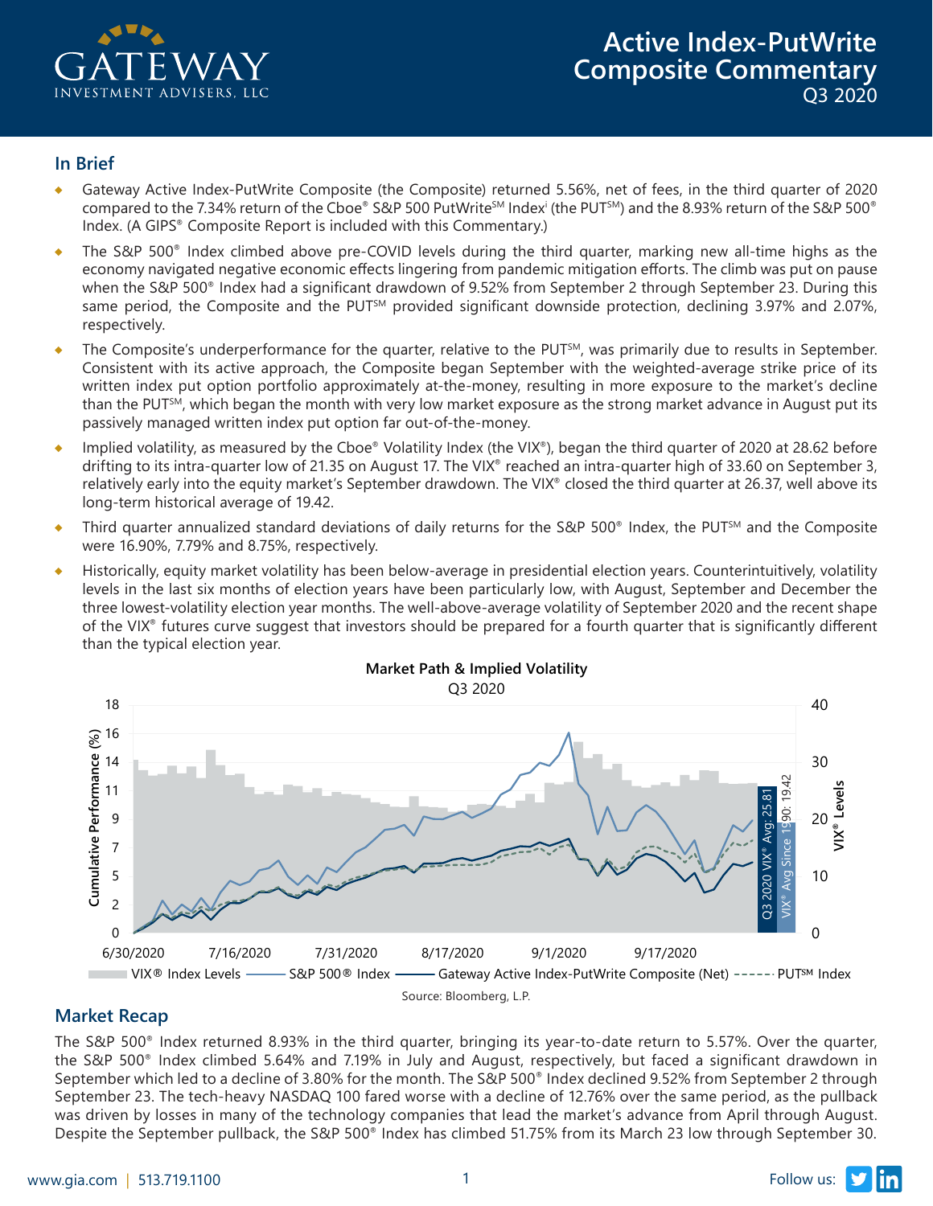# Active Index-PutWrite Composite Commentary

Q3 2020

## In Brief

- Gateway Active Index-PutWrite Composite (the Composite) returned 5.56%, net of fees, in the third quarter of 2020 compared to the 7.34% return of the Cboe® S&P 500 PutWrite℠ Index[i] (the PUT℠) and the 8.93% return of the S&P 500® Index. (A GIPS® Composite Report is included with this Commentary.)
- The S&P 500® Index climbed above pre-COVID levels during the third quarter, marking new all-time highs as the economy navigated negative economic effects lingering from pandemic mitigation efforts. The climb was put on pause when the S&P 500® Index had a significant drawdown of 9.52% from September 2 through September 23. During this same period, the Composite and the PUT℠ provided significant downside protection, declining 3.97% and 2.07%, respectively.
- The Composite's underperformance for the quarter, relative to the PUT℠, was primarily due to results in September. Consistent with its active approach, the Composite began September with the weighted-average strike price of its written index put option portfolio approximately at-the-money, resulting in more exposure to the market's decline than the PUT℠, which began the month with very low market exposure as the strong market advance in August put its passively managed written index put option far out-of-the-money.
- Implied volatility, as measured by the Cboe® Volatility Index (the VIX®), began the third quarter of 2020 at 28.62 before drifting to its intra-quarter low of 21.35 on August 17. The VIX® reached an intra-quarter high of 33.60 on September 3, relatively early into the equity market's September drawdown. The VIX® closed the third quarter at 26.37, well above its long-term historical average of 19.42.
- Third quarter annualized standard deviations of daily returns for the S&P 500® Index, the PUT℠ and the Composite were 16.90%, 7.79% and 8.75%, respectively.
- Historically, equity market volatility has been below-average in presidential election years. Counterintuitively, volatility levels in the last six months of election years have been particularly low, with August, September and December the three lowest-volatility election year months. The well-above-average volatility of September 2020 and the recent shape of the VIX® futures curve suggest that investors should be prepared for a fourth quarter that is significantly different than the typical election year.

**Market Path & Implied Volatility**
Q3 2020

Legend: VIX® Index Levels; S&P 500® Index; Gateway Active Index-PutWrite Composite (Net); PUT℠ Index. Q3 2020 VIX® Avg: 25.81; VIX® Avg Since 1990: 19.42

Source: Bloomberg, L.P.

## Market Recap

The S&P 500® Index returned 8.93% in the third quarter, bringing its year-to-date return to 5.57%. Over the quarter, the S&P 500® Index climbed 5.64% and 7.19% in July and August, respectively, but faced a significant drawdown in September which led to a decline of 3.80% for the month. The S&P 500® Index declined 9.52% from September 2 through September 23. The tech-heavy NASDAQ 100 fared worse with a decline of 12.76% over the same period, as the pullback was driven by losses in many of the technology companies that lead the market's advance from April through August. Despite the September pullback, the S&P 500® Index has climbed 51.75% from its March 23 low through September 30.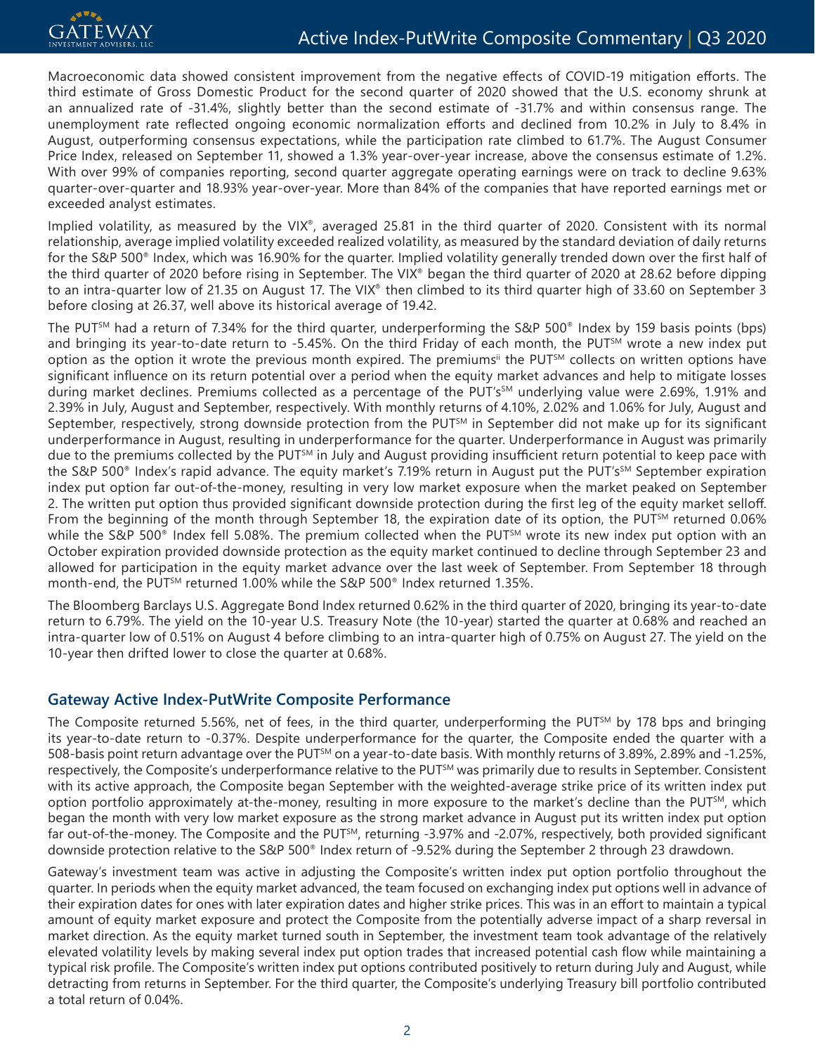Macroeconomic data showed consistent improvement from the negative effects of COVID-19 mitigation efforts. The third estimate of Gross Domestic Product for the second quarter of 2020 showed that the U.S. economy shrunk at an annualized rate of -31.4%, slightly better than the second estimate of -31.7% and within consensus range. The unemployment rate reflected ongoing economic normalization efforts and declined from 10.2% in July to 8.4% in August, outperforming consensus expectations, while the participation rate climbed to 61.7%. The August Consumer Price Index, released on September 11, showed a 1.3% year-over-year increase, above the consensus estimate of 1.2%. With over 99% of companies reporting, second quarter aggregate operating earnings were on track to decline 9.63% quarter-over-quarter and 18.93% year-over-year. More than 84% of the companies that have reported earnings met or exceeded analyst estimates.

Implied volatility, as measured by the VIX®, averaged 25.81 in the third quarter of 2020. Consistent with its normal relationship, average implied volatility exceeded realized volatility, as measured by the standard deviation of daily returns for the S&P 500® Index, which was 16.90% for the quarter. Implied volatility generally trended down over the first half of the third quarter of 2020 before rising in September. The VIX® began the third quarter of 2020 at 28.62 before dipping to an intra-quarter low of 21.35 on August 17. The VIX® then climbed to its third quarter high of 33.60 on September 3 before closing at 26.37, well above its historical average of 19.42.

The PUT℠ had a return of 7.34% for the third quarter, underperforming the S&P 500® Index by 159 basis points (bps) and bringing its year-to-date return to -5.45%. On the third Friday of each month, the PUT℠ wrote a new index put option as the option it wrote the previous month expired. The premiums[ii] the PUT℠ collects on written options have significant influence on its return potential over a period when the equity market advances and help to mitigate losses during market declines. Premiums collected as a percentage of the PUT's℠ underlying value were 2.69%, 1.91% and 2.39% in July, August and September, respectively. With monthly returns of 4.10%, 2.02% and 1.06% for July, August and September, respectively, strong downside protection from the PUT℠ in September did not make up for its significant underperformance in August, resulting in underperformance for the quarter. Underperformance in August was primarily due to the premiums collected by the PUT℠ in July and August providing insufficient return potential to keep pace with the S&P 500® Index's rapid advance. The equity market's 7.19% return in August put the PUT's℠ September expiration index put option far out-of-the-money, resulting in very low market exposure when the market peaked on September 2. The written put option thus provided significant downside protection during the first leg of the equity market selloff. From the beginning of the month through September 18, the expiration date of its option, the PUT℠ returned 0.06% while the S&P 500® Index fell 5.08%. The premium collected when the PUT℠ wrote its new index put option with an October expiration provided downside protection as the equity market continued to decline through September 23 and allowed for participation in the equity market advance over the last week of September. From September 18 through month-end, the PUT℠ returned 1.00% while the S&P 500® Index returned 1.35%.

The Bloomberg Barclays U.S. Aggregate Bond Index returned 0.62% in the third quarter of 2020, bringing its year-to-date return to 6.79%. The yield on the 10-year U.S. Treasury Note (the 10-year) started the quarter at 0.68% and reached an intra-quarter low of 0.51% on August 4 before climbing to an intra-quarter high of 0.75% on August 27. The yield on the 10-year then drifted lower to close the quarter at 0.68%.

## Gateway Active Index-PutWrite Composite Performance

The Composite returned 5.56%, net of fees, in the third quarter, underperforming the PUT℠ by 178 bps and bringing its year-to-date return to -0.37%. Despite underperformance for the quarter, the Composite ended the quarter with a 508-basis point return advantage over the PUT℠ on a year-to-date basis. With monthly returns of 3.89%, 2.89% and -1.25%, respectively, the Composite's underperformance relative to the PUT℠ was primarily due to results in September. Consistent with its active approach, the Composite began September with the weighted-average strike price of its written index put option portfolio approximately at-the-money, resulting in more exposure to the market's decline than the PUT℠, which began the month with very low market exposure as the strong market advance in August put its written index put option far out-of-the-money. The Composite and the PUT℠, returning -3.97% and -2.07%, respectively, both provided significant downside protection relative to the S&P 500® Index return of -9.52% during the September 2 through 23 drawdown.

Gateway's investment team was active in adjusting the Composite's written index put option portfolio throughout the quarter. In periods when the equity market advanced, the team focused on exchanging index put options well in advance of their expiration dates for ones with later expiration dates and higher strike prices. This was in an effort to maintain a typical amount of equity market exposure and protect the Composite from the potentially adverse impact of a sharp reversal in market direction. As the equity market turned south in September, the investment team took advantage of the relatively elevated volatility levels by making several index put option trades that increased potential cash flow while maintaining a typical risk profile. The Composite's written index put options contributed positively to return during July and August, while detracting from returns in September. For the third quarter, the Composite's underlying Treasury bill portfolio contributed a total return of 0.04%.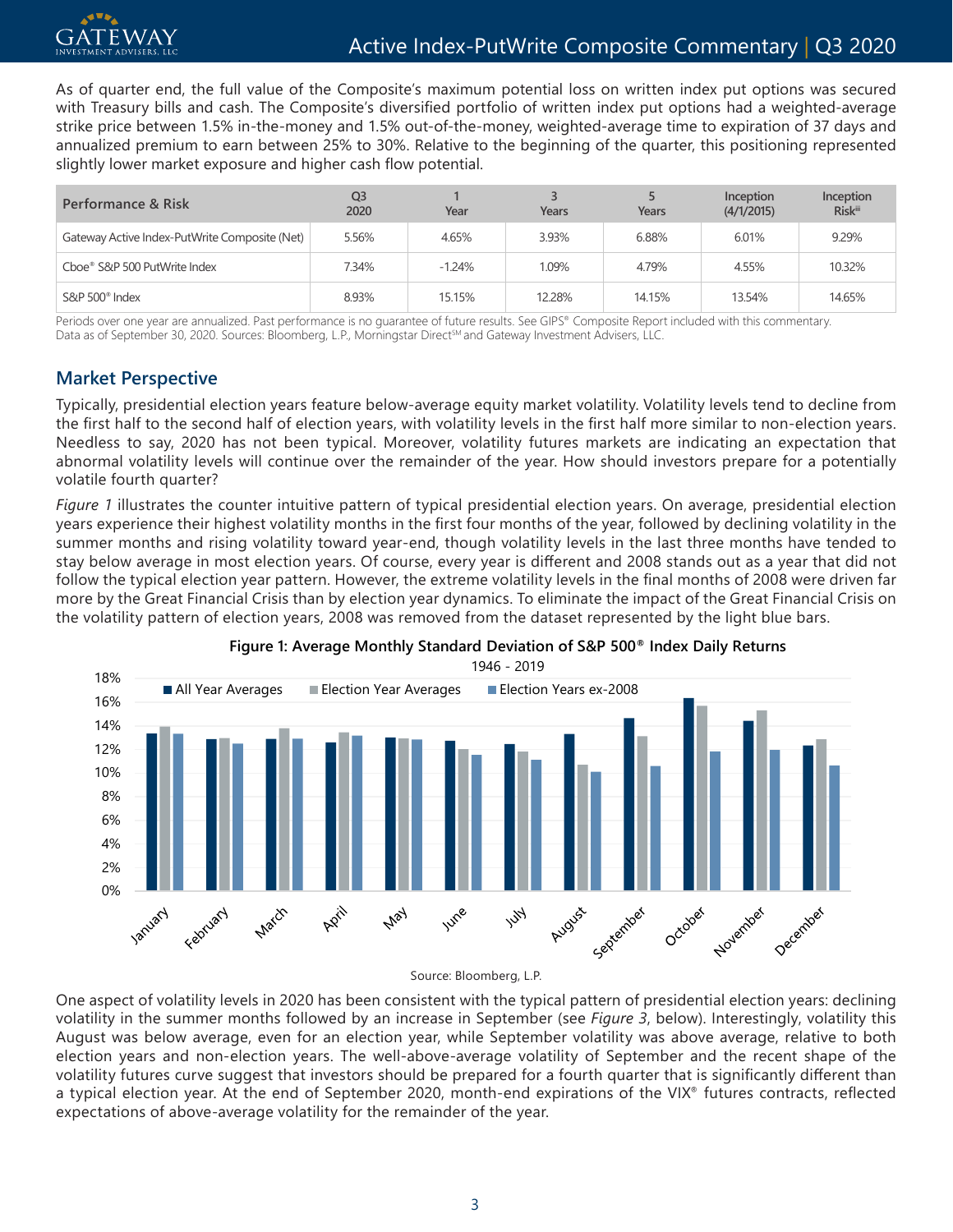As of quarter end, the full value of the Composite's maximum potential loss on written index put options was secured with Treasury bills and cash. The Composite's diversified portfolio of written index put options had a weighted-average strike price between 1.5% in-the-money and 1.5% out-of-the-money, weighted-average time to expiration of 37 days and annualized premium to earn between 25% to 30%. Relative to the beginning of the quarter, this positioning represented slightly lower market exposure and higher cash flow potential.

| Performance & Risk | Q3 2020 | 1 Year | 3 Years | 5 Years | Inception (4/1/2015) | Inception Risk[iii] |
|---|---|---|---|---|---|---|
| Gateway Active Index-PutWrite Composite (Net) | 5.56% | 4.65% | 3.93% | 6.88% | 6.01% | 9.29% |
| Cboe® S&P 500 PutWrite Index | 7.34% | -1.24% | 1.09% | 4.79% | 4.55% | 10.32% |
| S&P 500® Index | 8.93% | 15.15% | 12.28% | 14.15% | 13.54% | 14.65% |

Periods over one year are annualized. Past performance is no guarantee of future results. See GIPS® Composite Report included with this commentary. Data as of September 30, 2020. Sources: Bloomberg, L.P., Morningstar Direct[SM] and Gateway Investment Advisers, LLC.

## Market Perspective

Typically, presidential election years feature below-average equity market volatility. Volatility levels tend to decline from the first half to the second half of election years, with volatility levels in the first half more similar to non-election years. Needless to say, 2020 has not been typical. Moreover, volatility futures markets are indicating an expectation that abnormal volatility levels will continue over the remainder of the year. How should investors prepare for a potentially volatile fourth quarter?

*Figure 1* illustrates the counter intuitive pattern of typical presidential election years. On average, presidential election years experience their highest volatility months in the first four months of the year, followed by declining volatility in the summer months and rising volatility toward year-end, though volatility levels in the last three months have tended to stay below average in most election years. Of course, every year is different and 2008 stands out as a year that did not follow the typical election year pattern. However, the extreme volatility levels in the final months of 2008 were driven far more by the Great Financial Crisis than by election year dynamics. To eliminate the impact of the Great Financial Crisis on the volatility pattern of election years, 2008 was removed from the dataset represented by the light blue bars.

**Figure 1: Average Monthly Standard Deviation of S&P 500® Index Daily Returns**

1946 - 2019

Source: Bloomberg, L.P.

One aspect of volatility levels in 2020 has been consistent with the typical pattern of presidential election years: declining volatility in the summer months followed by an increase in September (see *Figure 3*, below). Interestingly, volatility this August was below average, even for an election year, while September volatility was above average, relative to both election years and non-election years. The well-above-average volatility of September and the recent shape of the volatility futures curve suggest that investors should be prepared for a fourth quarter that is significantly different than a typical election year. At the end of September 2020, month-end expirations of the VIX® futures contracts, reflected expectations of above-average volatility for the remainder of the year.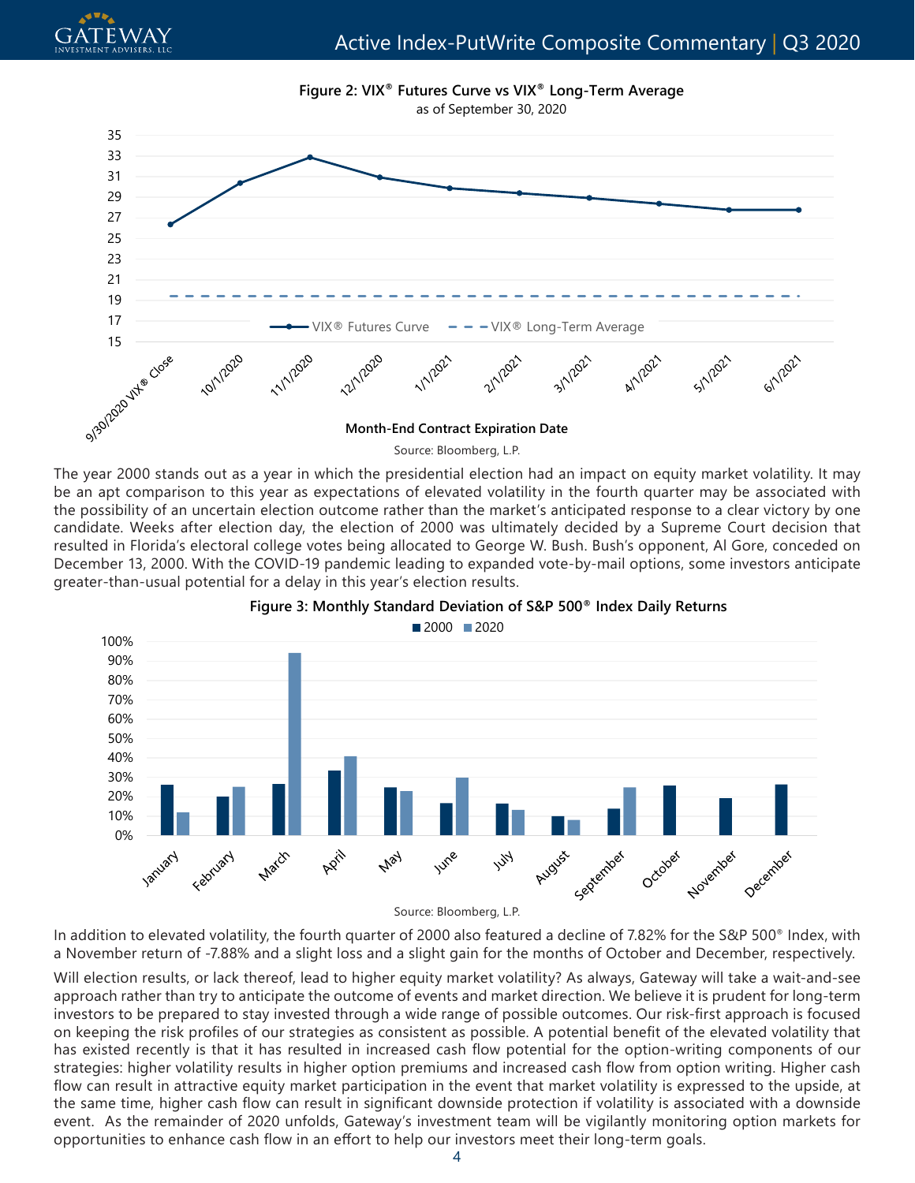**Figure 2: VIX® Futures Curve vs VIX® Long-Term Average**
as of September 30, 2020

Source: Bloomberg, L.P.

The year 2000 stands out as a year in which the presidential election had an impact on equity market volatility. It may be an apt comparison to this year as expectations of elevated volatility in the fourth quarter may be associated with the possibility of an uncertain election outcome rather than the market's anticipated response to a clear victory by one candidate. Weeks after election day, the election of 2000 was ultimately decided by a Supreme Court decision that resulted in Florida's electoral college votes being allocated to George W. Bush. Bush's opponent, Al Gore, conceded on December 13, 2000. With the COVID-19 pandemic leading to expanded vote-by-mail options, some investors anticipate greater-than-usual potential for a delay in this year's election results.

**Figure 3: Monthly Standard Deviation of S&P 500® Index Daily Returns**

Source: Bloomberg, L.P.

In addition to elevated volatility, the fourth quarter of 2000 also featured a decline of 7.82% for the S&P 500® Index, with a November return of -7.88% and a slight loss and a slight gain for the months of October and December, respectively.

Will election results, or lack thereof, lead to higher equity market volatility? As always, Gateway will take a wait-and-see approach rather than try to anticipate the outcome of events and market direction. We believe it is prudent for long-term investors to be prepared to stay invested through a wide range of possible outcomes. Our risk-first approach is focused on keeping the risk profiles of our strategies as consistent as possible. A potential benefit of the elevated volatility that has existed recently is that it has resulted in increased cash flow potential for the option-writing components of our strategies: higher volatility results in higher option premiums and increased cash flow from option writing. Higher cash flow can result in attractive equity market participation in the event that market volatility is expressed to the upside, at the same time, higher cash flow can result in significant downside protection if volatility is associated with a downside event. As the remainder of 2020 unfolds, Gateway's investment team will be vigilantly monitoring option markets for opportunities to enhance cash flow in an effort to help our investors meet their long-term goals.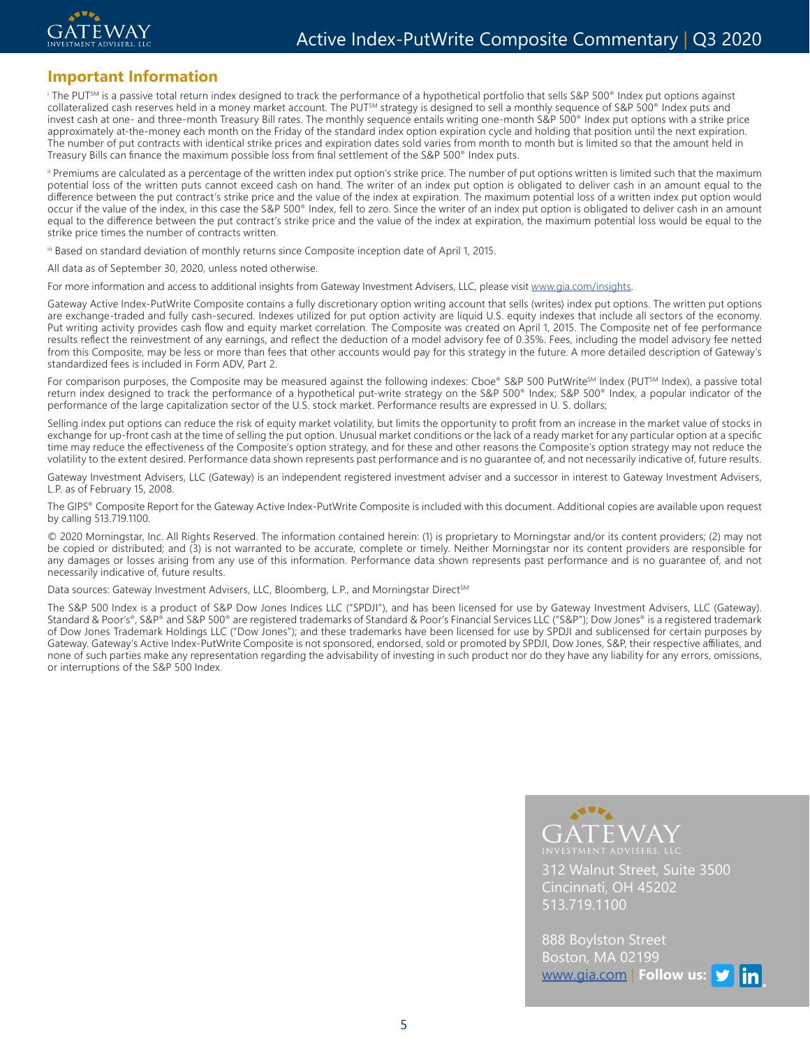## Important Information

[i] The PUT℠ is a passive total return index designed to track the performance of a hypothetical portfolio that sells S&P 500® Index put options against collateralized cash reserves held in a money market account. The PUT℠ strategy is designed to sell a monthly sequence of S&P 500® Index puts and invest cash at one- and three-month Treasury Bill rates. The monthly sequence entails writing one-month S&P 500® Index put options with a strike price approximately at-the-money each month on the Friday of the standard index option expiration cycle and holding that position until the next expiration. The number of put contracts with identical strike prices and expiration dates sold varies from month to month but is limited so that the amount held in Treasury Bills can finance the maximum possible loss from final settlement of the S&P 500® Index puts.

[ii] Premiums are calculated as a percentage of the written index put option's strike price. The number of put options written is limited such that the maximum potential loss of the written puts cannot exceed cash on hand. The writer of an index put option is obligated to deliver cash in an amount equal to the difference between the put contract's strike price and the value of the index at expiration. The maximum potential loss of a written index put option would occur if the value of the index, in this case the S&P 500® Index, fell to zero. Since the writer of an index put option is obligated to deliver cash in an amount equal to the difference between the put contract's strike price and the value of the index at expiration, the maximum potential loss would be equal to the strike price times the number of contracts written.

[iii] Based on standard deviation of monthly returns since Composite inception date of April 1, 2015.

All data as of September 30, 2020, unless noted otherwise.

For more information and access to additional insights from Gateway Investment Advisers, LLC, please visit www.gia.com/insights.

Gateway Active Index-PutWrite Composite contains a fully discretionary option writing account that sells (writes) index put options. The written put options are exchange-traded and fully cash-secured. Indexes utilized for put option activity are liquid U.S. equity indexes that include all sectors of the economy. Put writing activity provides cash flow and equity market correlation. The Composite was created on April 1, 2015. The Composite net of fee performance results reflect the reinvestment of any earnings, and reflect the deduction of a model advisory fee of 0.35%. Fees, including the model advisory fee netted from this Composite, may be less or more than fees that other accounts would pay for this strategy in the future. A more detailed description of Gateway's standardized fees is included in Form ADV, Part 2.

For comparison purposes, the Composite may be measured against the following indexes: Cboe® S&P 500 PutWrite℠ Index (PUT℠ Index), a passive total return index designed to track the performance of a hypothetical put-write strategy on the S&P 500® Index; S&P 500® Index, a popular indicator of the performance of the large capitalization sector of the U.S. stock market. Performance results are expressed in U. S. dollars;

Selling index put options can reduce the risk of equity market volatility, but limits the opportunity to profit from an increase in the market value of stocks in exchange for up-front cash at the time of selling the put option. Unusual market conditions or the lack of a ready market for any particular option at a specific time may reduce the effectiveness of the Composite's option strategy, and for these and other reasons the Composite's option strategy may not reduce the volatility to the extent desired. Performance data shown represents past performance and is no guarantee of, and not necessarily indicative of, future results.

Gateway Investment Advisers, LLC (Gateway) is an independent registered investment adviser and a successor in interest to Gateway Investment Advisers, L.P. as of February 15, 2008.

The GIPS® Composite Report for the Gateway Active Index-PutWrite Composite is included with this document. Additional copies are available upon request by calling 513.719.1100.

© 2020 Morningstar, Inc. All Rights Reserved. The information contained herein: (1) is proprietary to Morningstar and/or its content providers; (2) may not be copied or distributed; and (3) is not warranted to be accurate, complete or timely. Neither Morningstar nor its content providers are responsible for any damages or losses arising from any use of this information. Performance data shown represents past performance and is no guarantee of, and not necessarily indicative of, future results.

Data sources: Gateway Investment Advisers, LLC, Bloomberg, L.P., and Morningstar Direct℠

The S&P 500 Index is a product of S&P Dow Jones Indices LLC ("SPDJI"), and has been licensed for use by Gateway Investment Advisers, LLC (Gateway). Standard & Poor's®, S&P® and S&P 500® are registered trademarks of Standard & Poor's Financial Services LLC ("S&P"); Dow Jones® is a registered trademark of Dow Jones Trademark Holdings LLC ("Dow Jones"); and these trademarks have been licensed for use by SPDJI and sublicensed for certain purposes by Gateway. Gateway's Active Index-PutWrite Composite is not sponsored, endorsed, sold or promoted by SPDJI, Dow Jones, S&P, their respective affiliates, and none of such parties make any representation regarding the advisability of investing in such product nor do they have any liability for any errors, omissions, or interruptions of the S&P 500 Index.

GATEWAY INVESTMENT ADVISERS, LLC

312 Walnut Street, Suite 3500
Cincinnati, OH 45202
513.719.1100

888 Boylston Street
Boston, MA 02199
www.gia.com | Follow us: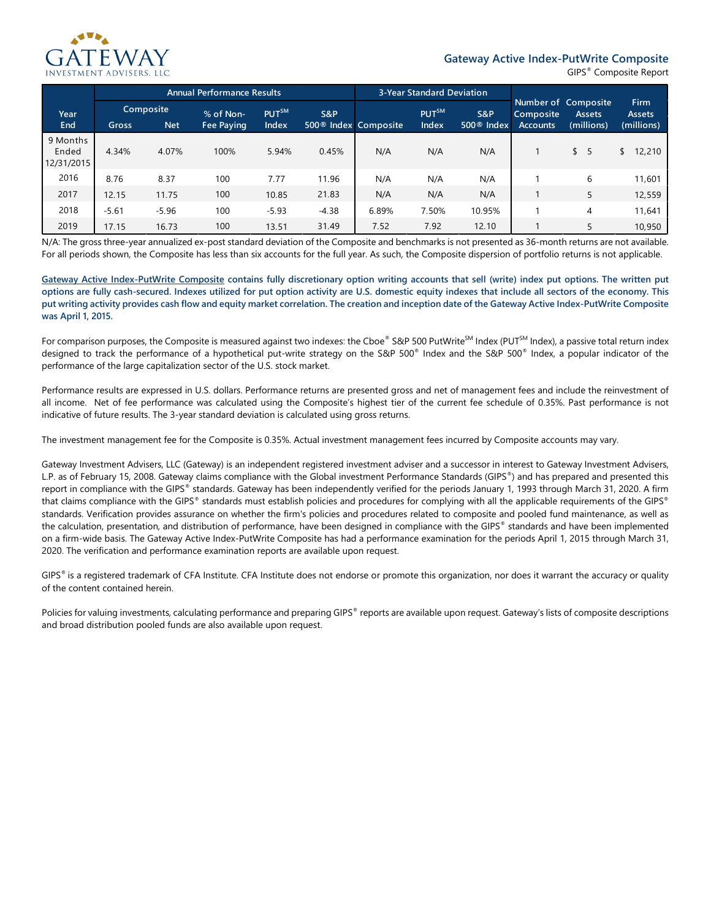GATEWAY
INVESTMENT ADVISERS, LLC

## Gateway Active Index-PutWrite Composite

GIPS® Composite Report

| Year End | Annual Performance Results | | | | | 3-Year Standard Deviation | | | Number of Composite Accounts | Composite Assets (millions) | Firm Assets (millions) |
|---|---|---|---|---|---|---|---|---|---|---|---|
| | Composite Gross | Composite Net | % of Non-Fee Paying | PUT℠ Index | S&P 500® Index | Composite | PUT℠ Index | S&P 500® Index | | | |
| 9 Months Ended 12/31/2015 | 4.34% | 4.07% | 100% | 5.94% | 0.45% | N/A | N/A | N/A | 1 | $ 5 | $ 12,210 |
| 2016 | 8.76 | 8.37 | 100 | 7.77 | 11.96 | N/A | N/A | N/A | 1 | 6 | 11,601 |
| 2017 | 12.15 | 11.75 | 100 | 10.85 | 21.83 | N/A | N/A | N/A | 1 | 5 | 12,559 |
| 2018 | -5.61 | -5.96 | 100 | -5.93 | -4.38 | 6.89% | 7.50% | 10.95% | 1 | 4 | 11,641 |
| 2019 | 17.15 | 16.73 | 100 | 13.51 | 31.49 | 7.52 | 7.92 | 12.10 | 1 | 5 | 10,950 |

N/A: The gross three-year annualized ex-post standard deviation of the Composite and benchmarks is not presented as 36-month returns are not available. For all periods shown, the Composite has less than six accounts for the full year. As such, the Composite dispersion of portfolio returns is not applicable.

**Gateway Active Index-PutWrite Composite contains fully discretionary option writing accounts that sell (write) index put options. The written put options are fully cash-secured. Indexes utilized for put option activity are U.S. domestic equity indexes that include all sectors of the economy. This put writing activity provides cash flow and equity market correlation. The creation and inception date of the Gateway Active Index-PutWrite Composite was April 1, 2015.**

For comparison purposes, the Composite is measured against two indexes: the Cboe® S&P 500 PutWrite℠ Index (PUT℠ Index), a passive total return index designed to track the performance of a hypothetical put-write strategy on the S&P 500® Index and the S&P 500® Index, a popular indicator of the performance of the large capitalization sector of the U.S. stock market.

Performance results are expressed in U.S. dollars. Performance returns are presented gross and net of management fees and include the reinvestment of all income. Net of fee performance was calculated using the Composite's highest tier of the current fee schedule of 0.35%. Past performance is not indicative of future results. The 3-year standard deviation is calculated using gross returns.

The investment management fee for the Composite is 0.35%. Actual investment management fees incurred by Composite accounts may vary.

Gateway Investment Advisers, LLC (Gateway) is an independent registered investment adviser and a successor in interest to Gateway Investment Advisers, L.P. as of February 15, 2008. Gateway claims compliance with the Global investment Performance Standards (GIPS®) and has prepared and presented this report in compliance with the GIPS® standards. Gateway has been independently verified for the periods January 1, 1993 through March 31, 2020. A firm that claims compliance with the GIPS® standards must establish policies and procedures for complying with all the applicable requirements of the GIPS® standards. Verification provides assurance on whether the firm's policies and procedures related to composite and pooled fund maintenance, as well as the calculation, presentation, and distribution of performance, have been designed in compliance with the GIPS® standards and have been implemented on a firm-wide basis. The Gateway Active Index-PutWrite Composite has had a performance examination for the periods April 1, 2015 through March 31, 2020. The verification and performance examination reports are available upon request.

GIPS® is a registered trademark of CFA Institute. CFA Institute does not endorse or promote this organization, nor does it warrant the accuracy or quality of the content contained herein.

Policies for valuing investments, calculating performance and preparing GIPS® reports are available upon request. Gateway's lists of composite descriptions and broad distribution pooled funds are also available upon request.